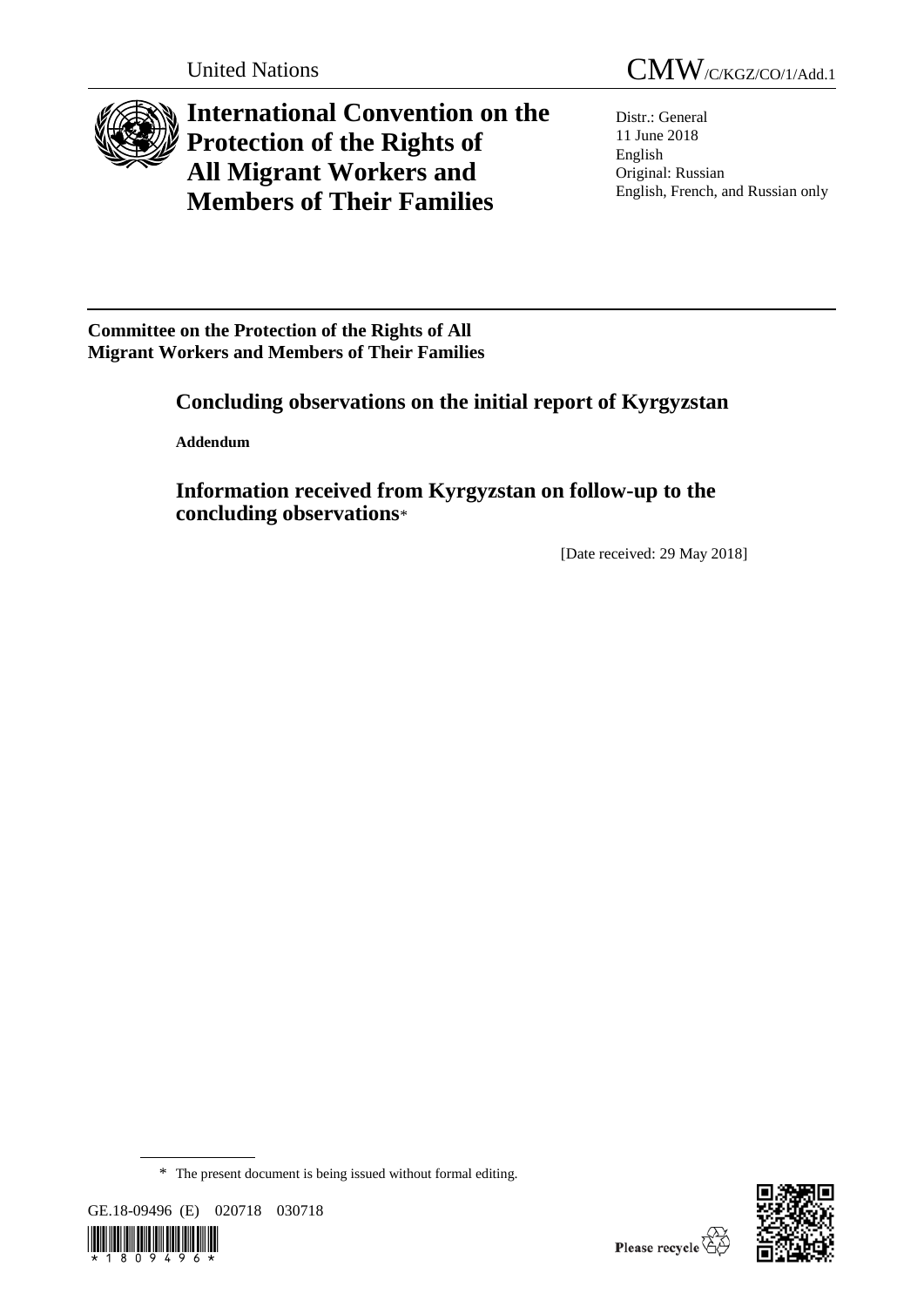United Nations

CMW/C/KGZ/CO/1/Add.1

# International Convention on the Protection of the Rights of All Migrant Workers and Members of Their Families

Distr.: General
11 June 2018
English
Original: Russian
English, French, and Russian only

**Committee on the Protection of the Rights of All Migrant Workers and Members of Their Families**

## Concluding observations on the initial report of Kyrgyzstan

**Addendum**

## Information received from Kyrgyzstan on follow-up to the concluding observations*

[Date received: 29 May 2018]

\* The present document is being issued without formal editing.

GE.18-09496 (E) 020718 030718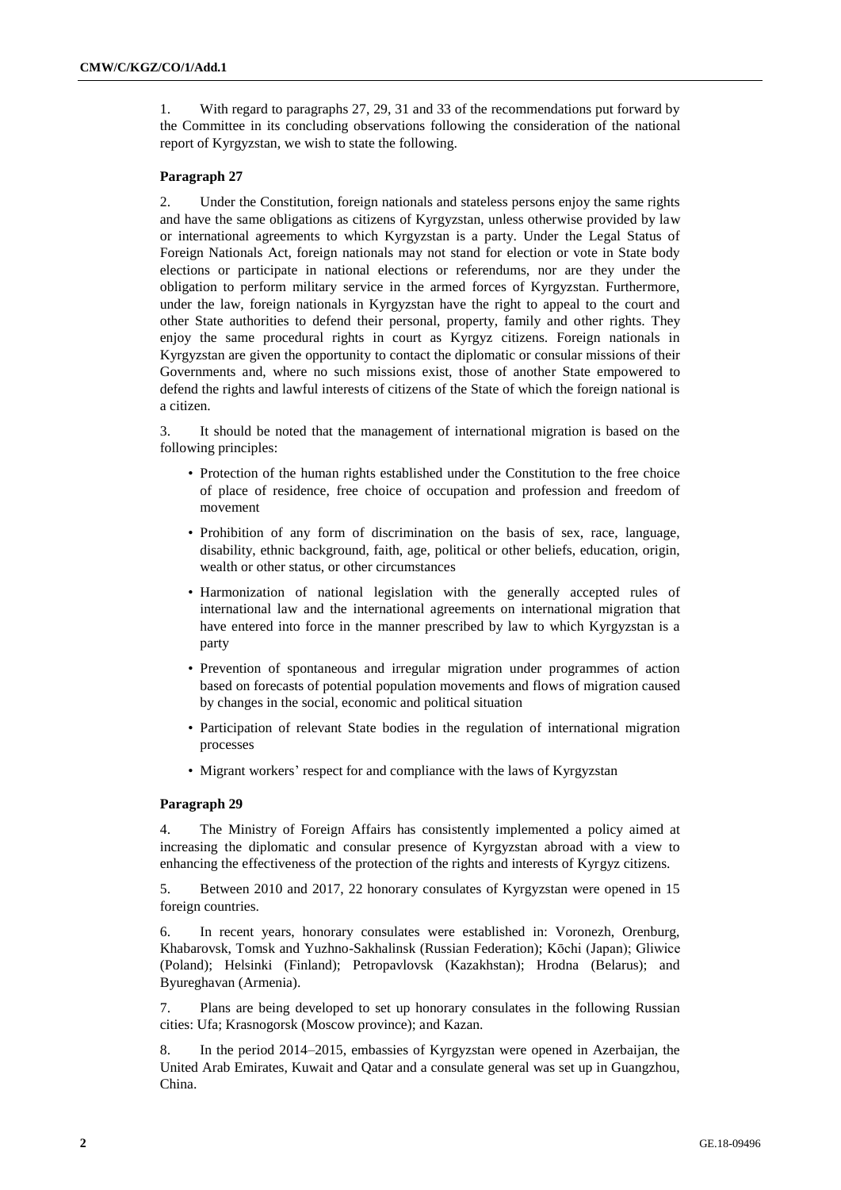1. With regard to paragraphs 27, 29, 31 and 33 of the recommendations put forward by the Committee in its concluding observations following the consideration of the national report of Kyrgyzstan, we wish to state the following.

### Paragraph 27

2. Under the Constitution, foreign nationals and stateless persons enjoy the same rights and have the same obligations as citizens of Kyrgyzstan, unless otherwise provided by law or international agreements to which Kyrgyzstan is a party. Under the Legal Status of Foreign Nationals Act, foreign nationals may not stand for election or vote in State body elections or participate in national elections or referendums, nor are they under the obligation to perform military service in the armed forces of Kyrgyzstan. Furthermore, under the law, foreign nationals in Kyrgyzstan have the right to appeal to the court and other State authorities to defend their personal, property, family and other rights. They enjoy the same procedural rights in court as Kyrgyz citizens. Foreign nationals in Kyrgyzstan are given the opportunity to contact the diplomatic or consular missions of their Governments and, where no such missions exist, those of another State empowered to defend the rights and lawful interests of citizens of the State of which the foreign national is a citizen.

3. It should be noted that the management of international migration is based on the following principles:

- Protection of the human rights established under the Constitution to the free choice of place of residence, free choice of occupation and profession and freedom of movement
- Prohibition of any form of discrimination on the basis of sex, race, language, disability, ethnic background, faith, age, political or other beliefs, education, origin, wealth or other status, or other circumstances
- Harmonization of national legislation with the generally accepted rules of international law and the international agreements on international migration that have entered into force in the manner prescribed by law to which Kyrgyzstan is a party
- Prevention of spontaneous and irregular migration under programmes of action based on forecasts of potential population movements and flows of migration caused by changes in the social, economic and political situation
- Participation of relevant State bodies in the regulation of international migration processes
- Migrant workers' respect for and compliance with the laws of Kyrgyzstan

### Paragraph 29

4. The Ministry of Foreign Affairs has consistently implemented a policy aimed at increasing the diplomatic and consular presence of Kyrgyzstan abroad with a view to enhancing the effectiveness of the protection of the rights and interests of Kyrgyz citizens.

5. Between 2010 and 2017, 22 honorary consulates of Kyrgyzstan were opened in 15 foreign countries.

6. In recent years, honorary consulates were established in: Voronezh, Orenburg, Khabarovsk, Tomsk and Yuzhno-Sakhalinsk (Russian Federation); Kōchi (Japan); Gliwice (Poland); Helsinki (Finland); Petropavlovsk (Kazakhstan); Hrodna (Belarus); and Byureghavan (Armenia).

7. Plans are being developed to set up honorary consulates in the following Russian cities: Ufa; Krasnogorsk (Moscow province); and Kazan.

8. In the period 2014–2015, embassies of Kyrgyzstan were opened in Azerbaijan, the United Arab Emirates, Kuwait and Qatar and a consulate general was set up in Guangzhou, China.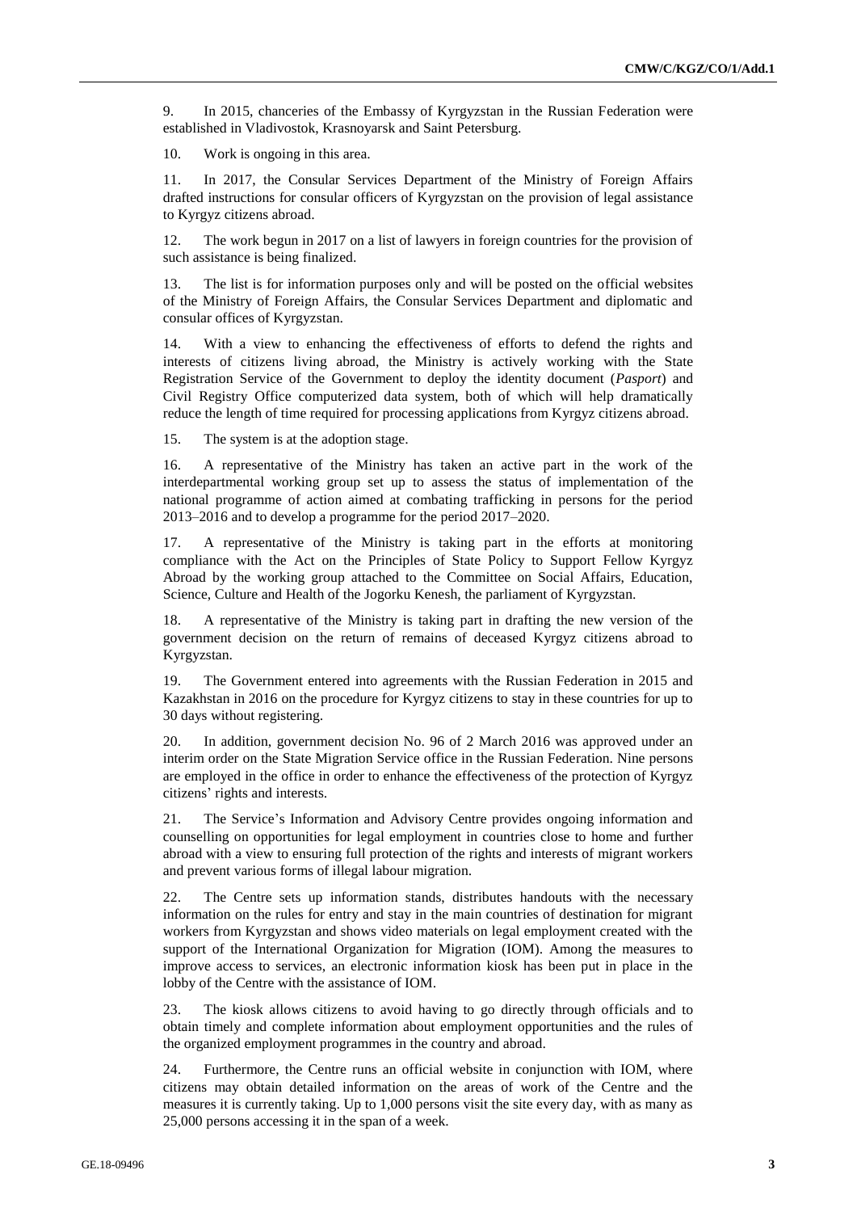9. In 2015, chanceries of the Embassy of Kyrgyzstan in the Russian Federation were established in Vladivostok, Krasnoyarsk and Saint Petersburg.

10. Work is ongoing in this area.

11. In 2017, the Consular Services Department of the Ministry of Foreign Affairs drafted instructions for consular officers of Kyrgyzstan on the provision of legal assistance to Kyrgyz citizens abroad.

12. The work begun in 2017 on a list of lawyers in foreign countries for the provision of such assistance is being finalized.

13. The list is for information purposes only and will be posted on the official websites of the Ministry of Foreign Affairs, the Consular Services Department and diplomatic and consular offices of Kyrgyzstan.

14. With a view to enhancing the effectiveness of efforts to defend the rights and interests of citizens living abroad, the Ministry is actively working with the State Registration Service of the Government to deploy the identity document (*Pasport*) and Civil Registry Office computerized data system, both of which will help dramatically reduce the length of time required for processing applications from Kyrgyz citizens abroad.

15. The system is at the adoption stage.

16. A representative of the Ministry has taken an active part in the work of the interdepartmental working group set up to assess the status of implementation of the national programme of action aimed at combating trafficking in persons for the period 2013–2016 and to develop a programme for the period 2017–2020.

17. A representative of the Ministry is taking part in the efforts at monitoring compliance with the Act on the Principles of State Policy to Support Fellow Kyrgyz Abroad by the working group attached to the Committee on Social Affairs, Education, Science, Culture and Health of the Jogorku Kenesh, the parliament of Kyrgyzstan.

18. A representative of the Ministry is taking part in drafting the new version of the government decision on the return of remains of deceased Kyrgyz citizens abroad to Kyrgyzstan.

19. The Government entered into agreements with the Russian Federation in 2015 and Kazakhstan in 2016 on the procedure for Kyrgyz citizens to stay in these countries for up to 30 days without registering.

20. In addition, government decision No. 96 of 2 March 2016 was approved under an interim order on the State Migration Service office in the Russian Federation. Nine persons are employed in the office in order to enhance the effectiveness of the protection of Kyrgyz citizens' rights and interests.

21. The Service's Information and Advisory Centre provides ongoing information and counselling on opportunities for legal employment in countries close to home and further abroad with a view to ensuring full protection of the rights and interests of migrant workers and prevent various forms of illegal labour migration.

22. The Centre sets up information stands, distributes handouts with the necessary information on the rules for entry and stay in the main countries of destination for migrant workers from Kyrgyzstan and shows video materials on legal employment created with the support of the International Organization for Migration (IOM). Among the measures to improve access to services, an electronic information kiosk has been put in place in the lobby of the Centre with the assistance of IOM.

23. The kiosk allows citizens to avoid having to go directly through officials and to obtain timely and complete information about employment opportunities and the rules of the organized employment programmes in the country and abroad.

24. Furthermore, the Centre runs an official website in conjunction with IOM, where citizens may obtain detailed information on the areas of work of the Centre and the measures it is currently taking. Up to 1,000 persons visit the site every day, with as many as 25,000 persons accessing it in the span of a week.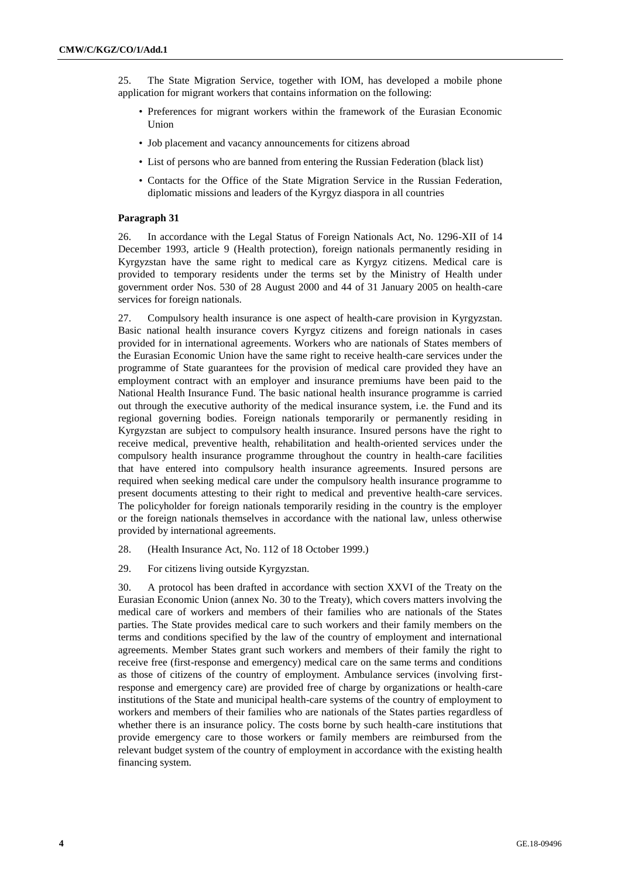25. The State Migration Service, together with IOM, has developed a mobile phone application for migrant workers that contains information on the following:

- Preferences for migrant workers within the framework of the Eurasian Economic Union
- Job placement and vacancy announcements for citizens abroad
- List of persons who are banned from entering the Russian Federation (black list)
- Contacts for the Office of the State Migration Service in the Russian Federation, diplomatic missions and leaders of the Kyrgyz diaspora in all countries

**Paragraph 31**

26. In accordance with the Legal Status of Foreign Nationals Act, No. 1296-XII of 14 December 1993, article 9 (Health protection), foreign nationals permanently residing in Kyrgyzstan have the same right to medical care as Kyrgyz citizens. Medical care is provided to temporary residents under the terms set by the Ministry of Health under government order Nos. 530 of 28 August 2000 and 44 of 31 January 2005 on health-care services for foreign nationals.

27. Compulsory health insurance is one aspect of health-care provision in Kyrgyzstan. Basic national health insurance covers Kyrgyz citizens and foreign nationals in cases provided for in international agreements. Workers who are nationals of States members of the Eurasian Economic Union have the same right to receive health-care services under the programme of State guarantees for the provision of medical care provided they have an employment contract with an employer and insurance premiums have been paid to the National Health Insurance Fund. The basic national health insurance programme is carried out through the executive authority of the medical insurance system, i.e. the Fund and its regional governing bodies. Foreign nationals temporarily or permanently residing in Kyrgyzstan are subject to compulsory health insurance. Insured persons have the right to receive medical, preventive health, rehabilitation and health-oriented services under the compulsory health insurance programme throughout the country in health-care facilities that have entered into compulsory health insurance agreements. Insured persons are required when seeking medical care under the compulsory health insurance programme to present documents attesting to their right to medical and preventive health-care services. The policyholder for foreign nationals temporarily residing in the country is the employer or the foreign nationals themselves in accordance with the national law, unless otherwise provided by international agreements.

28. (Health Insurance Act, No. 112 of 18 October 1999.)

29. For citizens living outside Kyrgyzstan.

30. A protocol has been drafted in accordance with section XXVI of the Treaty on the Eurasian Economic Union (annex No. 30 to the Treaty), which covers matters involving the medical care of workers and members of their families who are nationals of the States parties. The State provides medical care to such workers and their family members on the terms and conditions specified by the law of the country of employment and international agreements. Member States grant such workers and members of their family the right to receive free (first-response and emergency) medical care on the same terms and conditions as those of citizens of the country of employment. Ambulance services (involving first-response and emergency care) are provided free of charge by organizations or health-care institutions of the State and municipal health-care systems of the country of employment to workers and members of their families who are nationals of the States parties regardless of whether there is an insurance policy. The costs borne by such health-care institutions that provide emergency care to those workers or family members are reimbursed from the relevant budget system of the country of employment in accordance with the existing health financing system.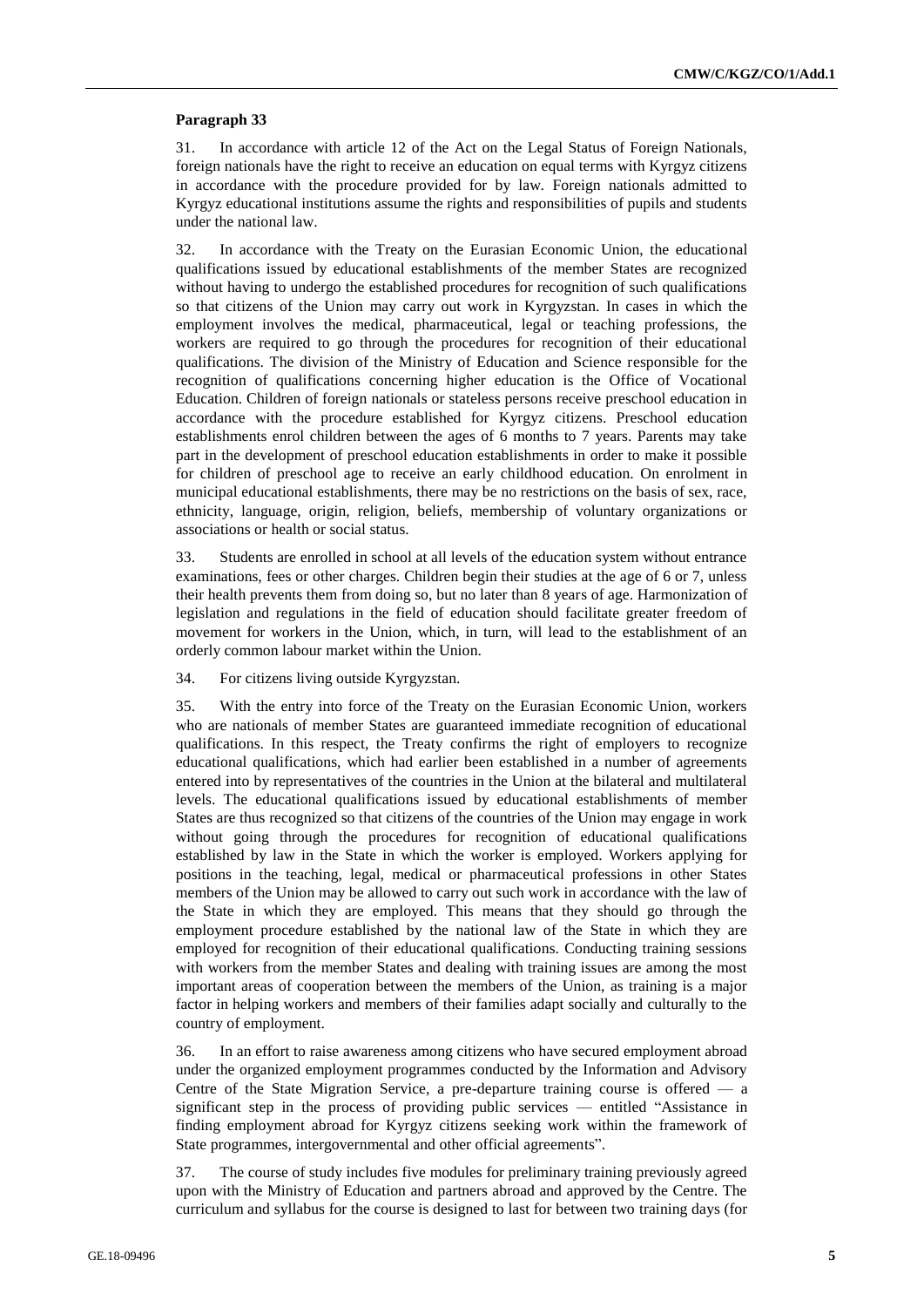**Paragraph 33**

31. In accordance with article 12 of the Act on the Legal Status of Foreign Nationals, foreign nationals have the right to receive an education on equal terms with Kyrgyz citizens in accordance with the procedure provided for by law. Foreign nationals admitted to Kyrgyz educational institutions assume the rights and responsibilities of pupils and students under the national law.

32. In accordance with the Treaty on the Eurasian Economic Union, the educational qualifications issued by educational establishments of the member States are recognized without having to undergo the established procedures for recognition of such qualifications so that citizens of the Union may carry out work in Kyrgyzstan. In cases in which the employment involves the medical, pharmaceutical, legal or teaching professions, the workers are required to go through the procedures for recognition of their educational qualifications. The division of the Ministry of Education and Science responsible for the recognition of qualifications concerning higher education is the Office of Vocational Education. Children of foreign nationals or stateless persons receive preschool education in accordance with the procedure established for Kyrgyz citizens. Preschool education establishments enrol children between the ages of 6 months to 7 years. Parents may take part in the development of preschool education establishments in order to make it possible for children of preschool age to receive an early childhood education. On enrolment in municipal educational establishments, there may be no restrictions on the basis of sex, race, ethnicity, language, origin, religion, beliefs, membership of voluntary organizations or associations or health or social status.

33. Students are enrolled in school at all levels of the education system without entrance examinations, fees or other charges. Children begin their studies at the age of 6 or 7, unless their health prevents them from doing so, but no later than 8 years of age. Harmonization of legislation and regulations in the field of education should facilitate greater freedom of movement for workers in the Union, which, in turn, will lead to the establishment of an orderly common labour market within the Union.

34. For citizens living outside Kyrgyzstan.

35. With the entry into force of the Treaty on the Eurasian Economic Union, workers who are nationals of member States are guaranteed immediate recognition of educational qualifications. In this respect, the Treaty confirms the right of employers to recognize educational qualifications, which had earlier been established in a number of agreements entered into by representatives of the countries in the Union at the bilateral and multilateral levels. The educational qualifications issued by educational establishments of member States are thus recognized so that citizens of the countries of the Union may engage in work without going through the procedures for recognition of educational qualifications established by law in the State in which the worker is employed. Workers applying for positions in the teaching, legal, medical or pharmaceutical professions in other States members of the Union may be allowed to carry out such work in accordance with the law of the State in which they are employed. This means that they should go through the employment procedure established by the national law of the State in which they are employed for recognition of their educational qualifications. Conducting training sessions with workers from the member States and dealing with training issues are among the most important areas of cooperation between the members of the Union, as training is a major factor in helping workers and members of their families adapt socially and culturally to the country of employment.

36. In an effort to raise awareness among citizens who have secured employment abroad under the organized employment programmes conducted by the Information and Advisory Centre of the State Migration Service, a pre-departure training course is offered — a significant step in the process of providing public services — entitled "Assistance in finding employment abroad for Kyrgyz citizens seeking work within the framework of State programmes, intergovernmental and other official agreements".

37. The course of study includes five modules for preliminary training previously agreed upon with the Ministry of Education and partners abroad and approved by the Centre. The curriculum and syllabus for the course is designed to last for between two training days (for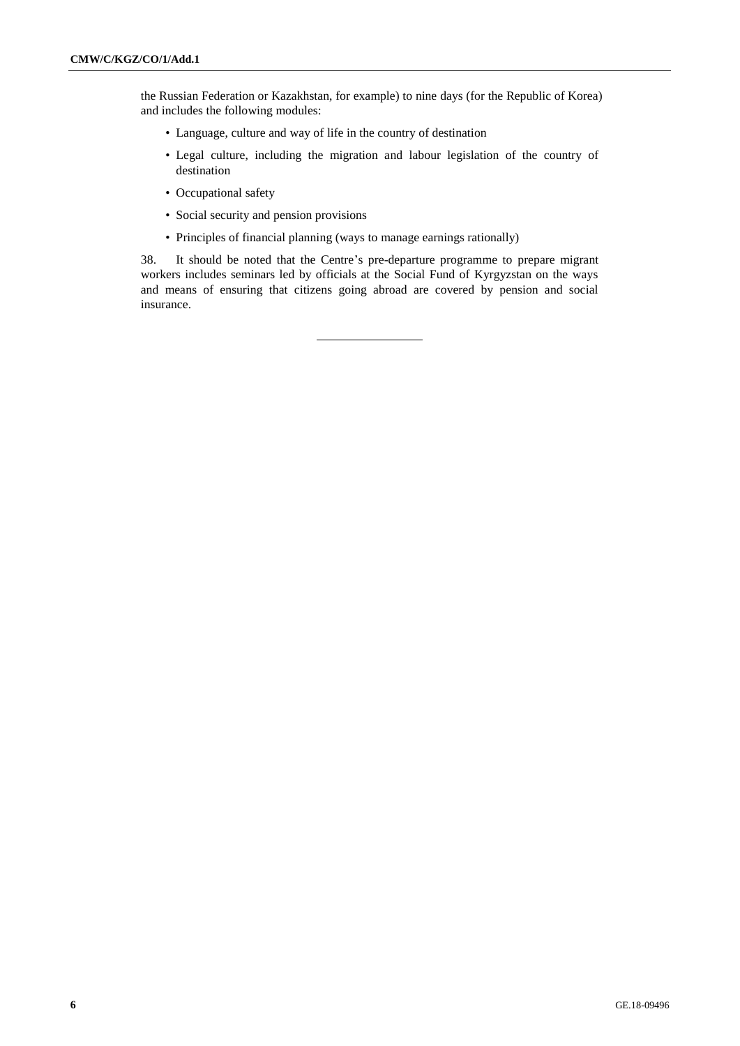the Russian Federation or Kazakhstan, for example) to nine days (for the Republic of Korea) and includes the following modules:

- Language, culture and way of life in the country of destination
- Legal culture, including the migration and labour legislation of the country of destination
- Occupational safety
- Social security and pension provisions
- Principles of financial planning (ways to manage earnings rationally)

38. It should be noted that the Centre’s pre-departure programme to prepare migrant workers includes seminars led by officials at the Social Fund of Kyrgyzstan on the ways and means of ensuring that citizens going abroad are covered by pension and social insurance.